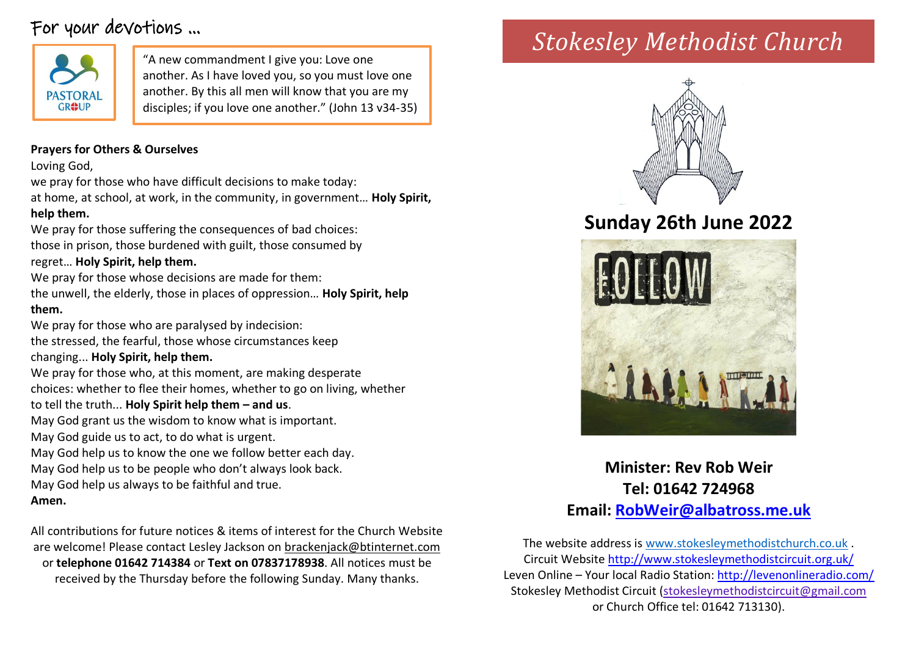# For your devotions …

PASTORAL GROUP

"A new commandment I give you: Love one another. As I have loved you, so you must love one another. By this all men will know that you are my disciples; if you love one another." (John 13 v34-35)

**Prayers for Others & Ourselves**

Loving God,
we pray for those who have difficult decisions to make today:
at home, at school, at work, in the community, in government… **Holy Spirit, help them.**
We pray for those suffering the consequences of bad choices:
those in prison, those burdened with guilt, those consumed by regret… **Holy Spirit, help them.**
We pray for those whose decisions are made for them:
the unwell, the elderly, those in places of oppression… **Holy Spirit, help them.**
We pray for those who are paralysed by indecision:
the stressed, the fearful, those whose circumstances keep changing... **Holy Spirit, help them.**
We pray for those who, at this moment, are making desperate choices: whether to flee their homes, whether to go on living, whether to tell the truth... **Holy Spirit help them – and us**.
May God grant us the wisdom to know what is important.
May God guide us to act, to do what is urgent.
May God help us to know the one we follow better each day.
May God help us to be people who don't always look back.
May God help us always to be faithful and true.
**Amen.**

All contributions for future notices & items of interest for the Church Website are welcome! Please contact Lesley Jackson on brackenjack@btinternet.com or **telephone 01642 714384** or **Text on 07837178938**. All notices must be received by the Thursday before the following Sunday. Many thanks.

# *Stokesley Methodist Church*

## Sunday 26th June 2022

FOLLOW

**Minister: Rev Rob Weir**
**Tel: 01642 724968**
**Email: RobWeir@albatross.me.uk**

The website address is www.stokesleymethodistchurch.co.uk .
Circuit Website http://www.stokesleymethodistcircuit.org.uk/
Leven Online – Your local Radio Station: http://levenonlineradio.com/
Stokesley Methodist Circuit (stokesleymethodistcircuit@gmail.com or Church Office tel: 01642 713130).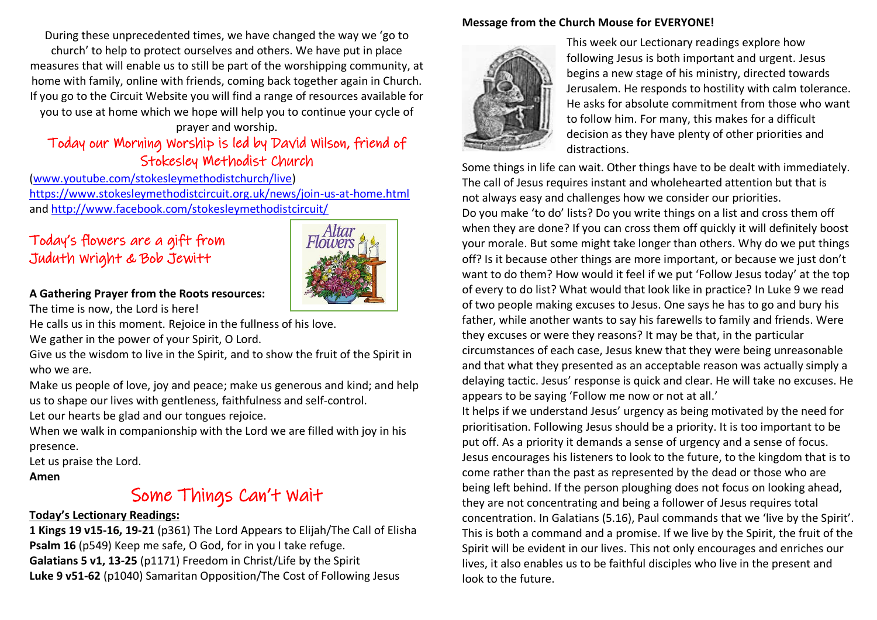During these unprecedented times, we have changed the way we 'go to church' to help to protect ourselves and others. We have put in place measures that will enable us to still be part of the worshipping community, at home with family, online with friends, coming back together again in Church. If you go to the Circuit Website you will find a range of resources available for you to use at home which we hope will help you to continue your cycle of prayer and worship.

## Today our Morning Worship is led by David Wilson, friend of Stokesley Methodist Church

(www.youtube.com/stokesleymethodistchurch/live)
https://www.stokesleymethodistcircuit.org.uk/news/join-us-at-home.html
and http://www.facebook.com/stokesleymethodistcircuit/

## Today's flowers are a gift from Juduth Wright & Bob Jewitt

**A Gathering Prayer from the Roots resources:**

The time is now, the Lord is here!
He calls us in this moment. Rejoice in the fullness of his love.
We gather in the power of your Spirit, O Lord.
Give us the wisdom to live in the Spirit, and to show the fruit of the Spirit in who we are.
Make us people of love, joy and peace; make us generous and kind; and help us to shape our lives with gentleness, faithfulness and self-control.
Let our hearts be glad and our tongues rejoice.
When we walk in companionship with the Lord we are filled with joy in his presence.
Let us praise the Lord.
**Amen**

# Some Things Can't Wait

**Today's Lectionary Readings:**

**1 Kings 19 v15-16, 19-21** (p361) The Lord Appears to Elijah/The Call of Elisha
**Psalm 16** (p549) Keep me safe, O God, for in you I take refuge.
**Galatians 5 v1, 13-25** (p1171) Freedom in Christ/Life by the Spirit
**Luke 9 v51-62** (p1040) Samaritan Opposition/The Cost of Following Jesus

**Message from the Church Mouse for EVERYONE!**

This week our Lectionary readings explore how following Jesus is both important and urgent. Jesus begins a new stage of his ministry, directed towards Jerusalem. He responds to hostility with calm tolerance. He asks for absolute commitment from those who want to follow him. For many, this makes for a difficult decision as they have plenty of other priorities and distractions.

Some things in life can wait. Other things have to be dealt with immediately. The call of Jesus requires instant and wholehearted attention but that is not always easy and challenges how we consider our priorities.

Do you make 'to do' lists? Do you write things on a list and cross them off when they are done? If you can cross them off quickly it will definitely boost your morale. But some might take longer than others. Why do we put things off? Is it because other things are more important, or because we just don't want to do them? How would it feel if we put 'Follow Jesus today' at the top of every to do list? What would that look like in practice? In Luke 9 we read of two people making excuses to Jesus. One says he has to go and bury his father, while another wants to say his farewells to family and friends. Were they excuses or were they reasons? It may be that, in the particular circumstances of each case, Jesus knew that they were being unreasonable and that what they presented as an acceptable reason was actually simply a delaying tactic. Jesus' response is quick and clear. He will take no excuses. He appears to be saying 'Follow me now or not at all.'

It helps if we understand Jesus' urgency as being motivated by the need for prioritisation. Following Jesus should be a priority. It is too important to be put off. As a priority it demands a sense of urgency and a sense of focus. Jesus encourages his listeners to look to the future, to the kingdom that is to come rather than the past as represented by the dead or those who are being left behind. If the person ploughing does not focus on looking ahead, they are not concentrating and being a follower of Jesus requires total concentration. In Galatians (5.16), Paul commands that we 'live by the Spirit'. This is both a command and a promise. If we live by the Spirit, the fruit of the Spirit will be evident in our lives. This not only encourages and enriches our lives, it also enables us to be faithful disciples who live in the present and look to the future.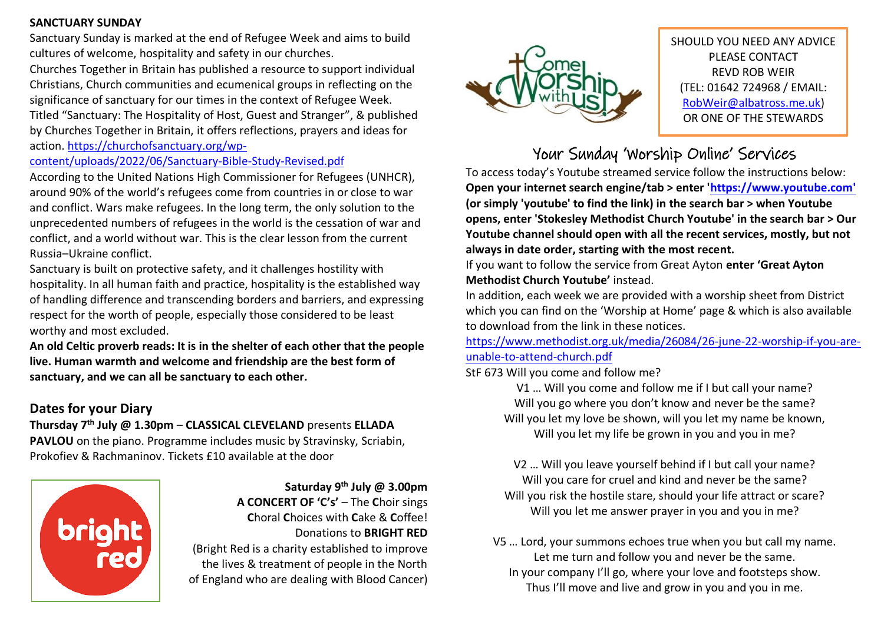**SANCTUARY SUNDAY**

Sanctuary Sunday is marked at the end of Refugee Week and aims to build cultures of welcome, hospitality and safety in our churches.

Churches Together in Britain has published a resource to support individual Christians, Church communities and ecumenical groups in reflecting on the significance of sanctuary for our times in the context of Refugee Week. Titled "Sanctuary: The Hospitality of Host, Guest and Stranger", & published by Churches Together in Britain, it offers reflections, prayers and ideas for action. https://churchofsanctuary.org/wp-content/uploads/2022/06/Sanctuary-Bible-Study-Revised.pdf

According to the United Nations High Commissioner for Refugees (UNHCR), around 90% of the world's refugees come from countries in or close to war and conflict. Wars make refugees. In the long term, the only solution to the unprecedented numbers of refugees in the world is the cessation of war and conflict, and a world without war. This is the clear lesson from the current Russia–Ukraine conflict.

Sanctuary is built on protective safety, and it challenges hostility with hospitality. In all human faith and practice, hospitality is the established way of handling difference and transcending borders and barriers, and expressing respect for the worth of people, especially those considered to be least worthy and most excluded.

**An old Celtic proverb reads: It is in the shelter of each other that the people live. Human warmth and welcome and friendship are the best form of sanctuary, and we can all be sanctuary to each other.**

## Dates for your Diary

**Thursday 7th July @ 1.30pm** – **CLASSICAL CLEVELAND** presents **ELLADA PAVLOU** on the piano. Programme includes music by Stravinsky, Scriabin, Prokofiev & Rachmaninov. Tickets £10 available at the door

**Saturday 9th July @ 3.00pm**
**A CONCERT OF 'C's'** – The **C**hoir sings **C**horal **C**hoices with **C**ake & **C**offee! Donations to **BRIGHT RED**
(Bright Red is a charity established to improve the lives & treatment of people in the North of England who are dealing with Blood Cancer)

SHOULD YOU NEED ANY ADVICE PLEASE CONTACT REVD ROB WEIR (TEL: 01642 724968 / EMAIL: RobWeir@albatross.me.uk) OR ONE OF THE STEWARDS

# Your Sunday 'Worship Online' Services

To access today's Youtube streamed service follow the instructions below:
**Open your internet search engine/tab > enter 'https://www.youtube.com' (or simply 'youtube' to find the link) in the search bar > when Youtube opens, enter 'Stokesley Methodist Church Youtube' in the search bar > Our Youtube channel should open with all the recent services, mostly, but not always in date order, starting with the most recent.**

If you want to follow the service from Great Ayton **enter 'Great Ayton Methodist Church Youtube'** instead.

In addition, each week we are provided with a worship sheet from District which you can find on the 'Worship at Home' page & which is also available to download from the link in these notices.
https://www.methodist.org.uk/media/26084/26-june-22-worship-if-you-are-unable-to-attend-church.pdf

StF 673 Will you come and follow me?

V1 … Will you come and follow me if I but call your name?
Will you go where you don't know and never be the same?
Will you let my love be shown, will you let my name be known,
Will you let my life be grown in you and you in me?

V2 … Will you leave yourself behind if I but call your name?
Will you care for cruel and kind and never be the same?
Will you risk the hostile stare, should your life attract or scare?
Will you let me answer prayer in you and you in me?

V5 … Lord, your summons echoes true when you but call my name.
Let me turn and follow you and never be the same.
In your company I'll go, where your love and footsteps show.
Thus I'll move and live and grow in you and you in me.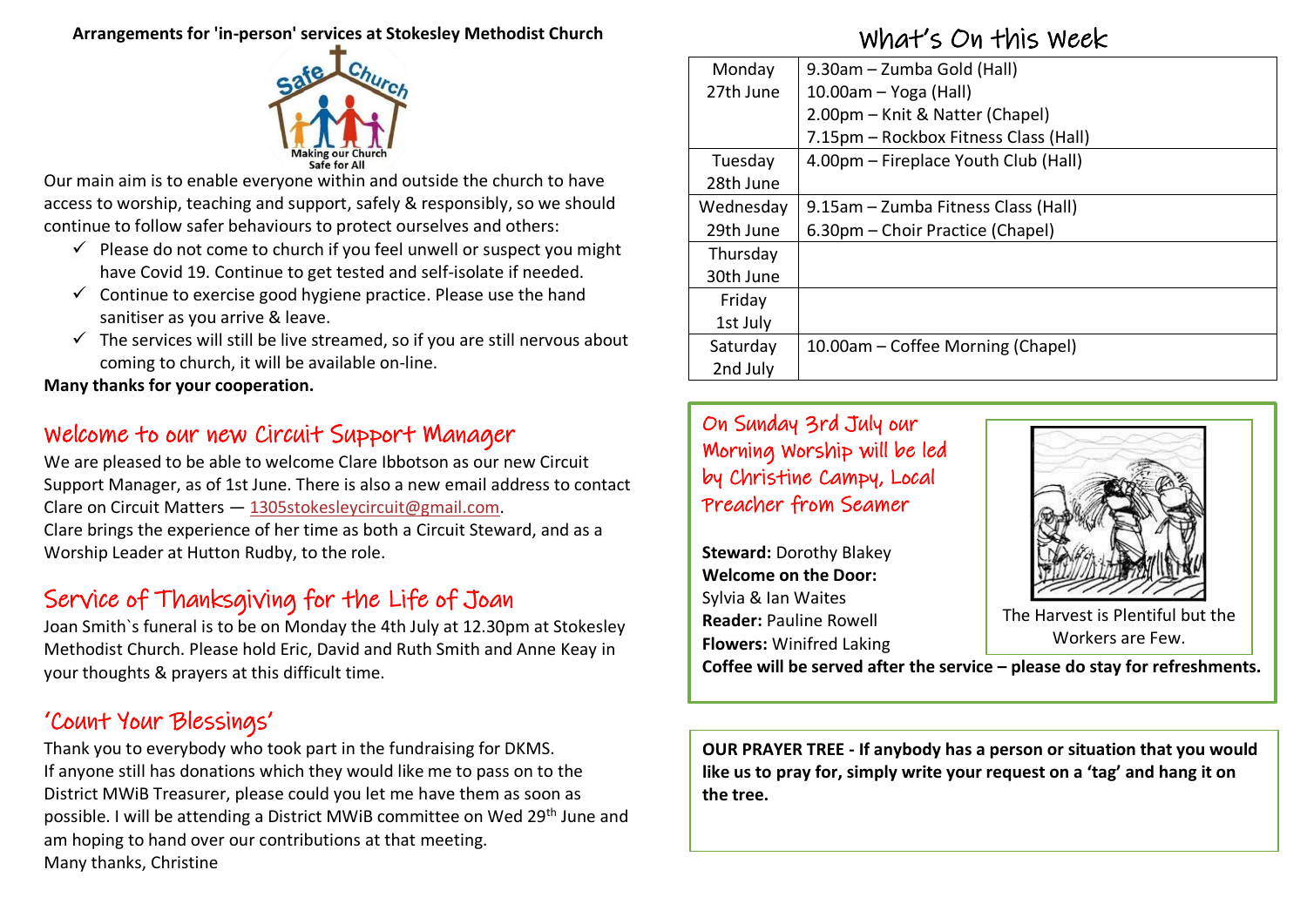**Arrangements for 'in-person' services at Stokesley Methodist Church**

Safe Church

Making our Church Safe for All

Our main aim is to enable everyone within and outside the church to have access to worship, teaching and support, safely & responsibly, so we should continue to follow safer behaviours to protect ourselves and others:

- ✓ Please do not come to church if you feel unwell or suspect you might have Covid 19. Continue to get tested and self-isolate if needed.
- ✓ Continue to exercise good hygiene practice. Please use the hand sanitiser as you arrive & leave.
- ✓ The services will still be live streamed, so if you are still nervous about coming to church, it will be available on-line.

**Many thanks for your cooperation.**

## Welcome to our new Circuit Support Manager

We are pleased to be able to welcome Clare Ibbotson as our new Circuit Support Manager, as of 1st June. There is also a new email address to contact Clare on Circuit Matters — 1305stokesleycircuit@gmail.com.
Clare brings the experience of her time as both a Circuit Steward, and as a Worship Leader at Hutton Rudby, to the role.

## Service of Thanksgiving for the Life of Joan

Joan Smith`s funeral is to be on Monday the 4th July at 12.30pm at Stokesley Methodist Church. Please hold Eric, David and Ruth Smith and Anne Keay in your thoughts & prayers at this difficult time.

## 'Count Your Blessings'

Thank you to everybody who took part in the fundraising for DKMS.
If anyone still has donations which they would like me to pass on to the District MWiB Treasurer, please could you let me have them as soon as possible. I will be attending a District MWiB committee on Wed 29th June and am hoping to hand over our contributions at that meeting.
Many thanks, Christine

## What's On this Week

| | |
|---|---|
| Monday 27th June | 9.30am – Zumba Gold (Hall)<br>10.00am – Yoga (Hall)<br>2.00pm – Knit & Natter (Chapel)<br>7.15pm – Rockbox Fitness Class (Hall) |
| Tuesday 28th June | 4.00pm – Fireplace Youth Club (Hall) |
| Wednesday 29th June | 9.15am – Zumba Fitness Class (Hall)<br>6.30pm – Choir Practice (Chapel) |
| Thursday 30th June | |
| Friday 1st July | |
| Saturday 2nd July | 10.00am – Coffee Morning (Chapel) |

### On Sunday 3rd July our Morning Worship will be led by Christine Campy, Local Preacher from Seamer

**Steward:** Dorothy Blakey
**Welcome on the Door:** Sylvia & Ian Waites
**Reader:** Pauline Rowell
**Flowers:** Winifred Laking

The Harvest is Plentiful but the Workers are Few.

**Coffee will be served after the service – please do stay for refreshments.**

**OUR PRAYER TREE - If anybody has a person or situation that you would like us to pray for, simply write your request on a 'tag' and hang it on the tree.**